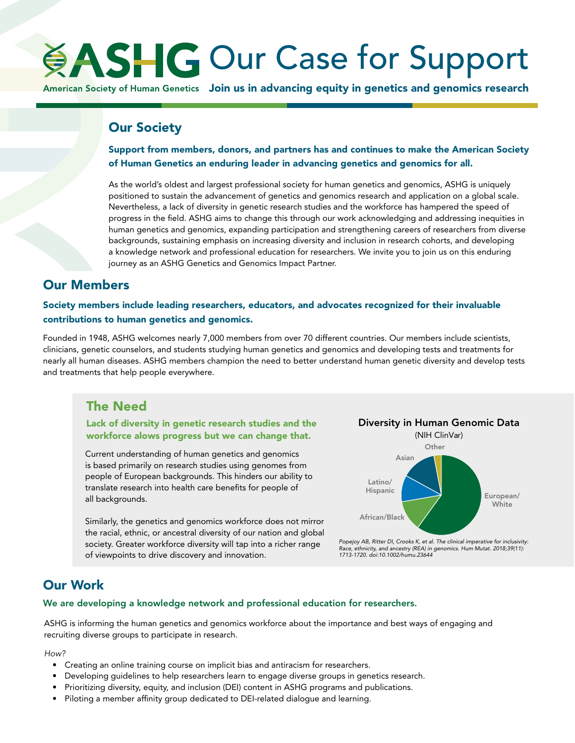# ASHG Our Case for Support

American Society of Human Genetics **Join us in advancing equity in genetics and genomics research**

## Our Society

**Support from members, donors, and partners has and continues to make the American Society of Human Genetics an enduring leader in advancing genetics and genomics for all.**

As the world's oldest and largest professional society for human genetics and genomics, ASHG is uniquely positioned to sustain the advancement of genetics and genomics research and application on a global scale. Nevertheless, a lack of diversity in genetic research studies and the workforce has hampered the speed of progress in the field. ASHG aims to change this through our work acknowledging and addressing inequities in human genetics and genomics, expanding participation and strengthening careers of researchers from diverse backgrounds, sustaining emphasis on increasing diversity and inclusion in research cohorts, and developing a knowledge network and professional education for researchers. We invite you to join us on this enduring journey as an ASHG Genetics and Genomics Impact Partner.

## Our Members

**Society members include leading researchers, educators, and advocates recognized for their invaluable contributions to human genetics and genomics.**

Founded in 1948, ASHG welcomes nearly 7,000 members from over 70 different countries. Our members include scientists, clinicians, genetic counselors, and students studying human genetics and genomics and developing tests and treatments for nearly all human diseases. ASHG members champion the need to better understand human genetic diversity and develop tests and treatments that help people everywhere.

## The Need

**Lack of diversity in genetic research studies and the workforce alows progress but we can change that.**

Current understanding of human genetics and genomics is based primarily on research studies using genomes from people of European backgrounds. This hinders our ability to translate research into health care benefits for people of all backgrounds.

Similarly, the genetics and genomics workforce does not mirror the racial, ethnic, or ancestral diversity of our nation and global society. Greater workforce diversity will tap into a richer range of viewpoints to drive discovery and innovation.

**Diversity in Human Genomic Data**
(NIH ClinVar)

Other, Asian, Latino/Hispanic, African/Black, European/White

*Popejoy AB, Ritter DI, Crooks K, et al. The clinical imperative for inclusivity: Race, ethnicity, and ancestry (REA) in genomics. Hum Mutat. 2018;39(11): 1713-1720. doi:10.1002/humu.23644*

## Our Work

**We are developing a knowledge network and professional education for researchers.**

ASHG is informing the human genetics and genomics workforce about the importance and best ways of engaging and recruiting diverse groups to participate in research.

*How?*

- Creating an online training course on implicit bias and antiracism for researchers.
- Developing guidelines to help researchers learn to engage diverse groups in genetics research.
- Prioritizing diversity, equity, and inclusion (DEI) content in ASHG programs and publications.
- Piloting a member affinity group dedicated to DEI-related dialogue and learning.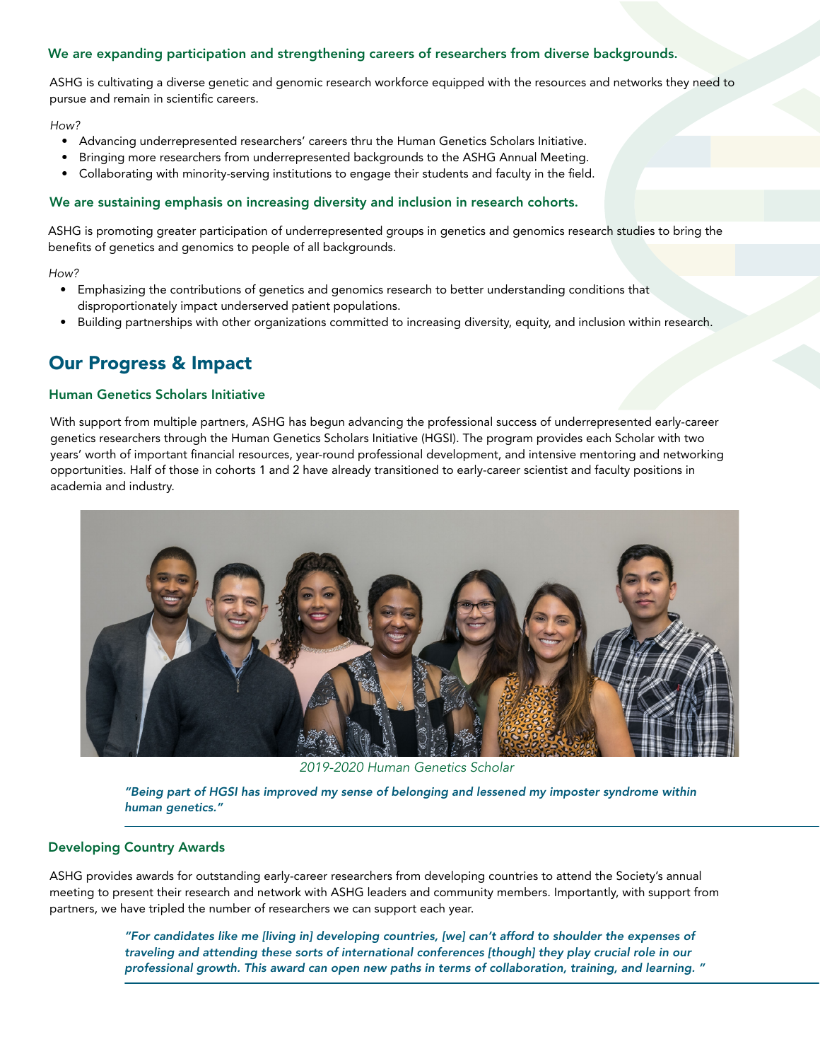### We are expanding participation and strengthening careers of researchers from diverse backgrounds.

ASHG is cultivating a diverse genetic and genomic research workforce equipped with the resources and networks they need to pursue and remain in scientific careers.

*How?*

- Advancing underrepresented researchers' careers thru the Human Genetics Scholars Initiative.
- Bringing more researchers from underrepresented backgrounds to the ASHG Annual Meeting.
- Collaborating with minority-serving institutions to engage their students and faculty in the field.

### We are sustaining emphasis on increasing diversity and inclusion in research cohorts.

ASHG is promoting greater participation of underrepresented groups in genetics and genomics research studies to bring the benefits of genetics and genomics to people of all backgrounds.

*How?*

- Emphasizing the contributions of genetics and genomics research to better understanding conditions that disproportionately impact underserved patient populations.
- Building partnerships with other organizations committed to increasing diversity, equity, and inclusion within research.

## Our Progress & Impact

### Human Genetics Scholars Initiative

With support from multiple partners, ASHG has begun advancing the professional success of underrepresented early-career genetics researchers through the Human Genetics Scholars Initiative (HGSI). The program provides each Scholar with two years' worth of important financial resources, year-round professional development, and intensive mentoring and networking opportunities. Half of those in cohorts 1 and 2 have already transitioned to early-career scientist and faculty positions in academia and industry.

*2019-2020 Human Genetics Scholar*

***"Being part of HGSI has improved my sense of belonging and lessened my imposter syndrome within human genetics."***

### Developing Country Awards

ASHG provides awards for outstanding early-career researchers from developing countries to attend the Society's annual meeting to present their research and network with ASHG leaders and community members. Importantly, with support from partners, we have tripled the number of researchers we can support each year.

***"For candidates like me [living in] developing countries, [we] can't afford to shoulder the expenses of traveling and attending these sorts of international conferences [though] they play crucial role in our professional growth. This award can open new paths in terms of collaboration, training, and learning. "***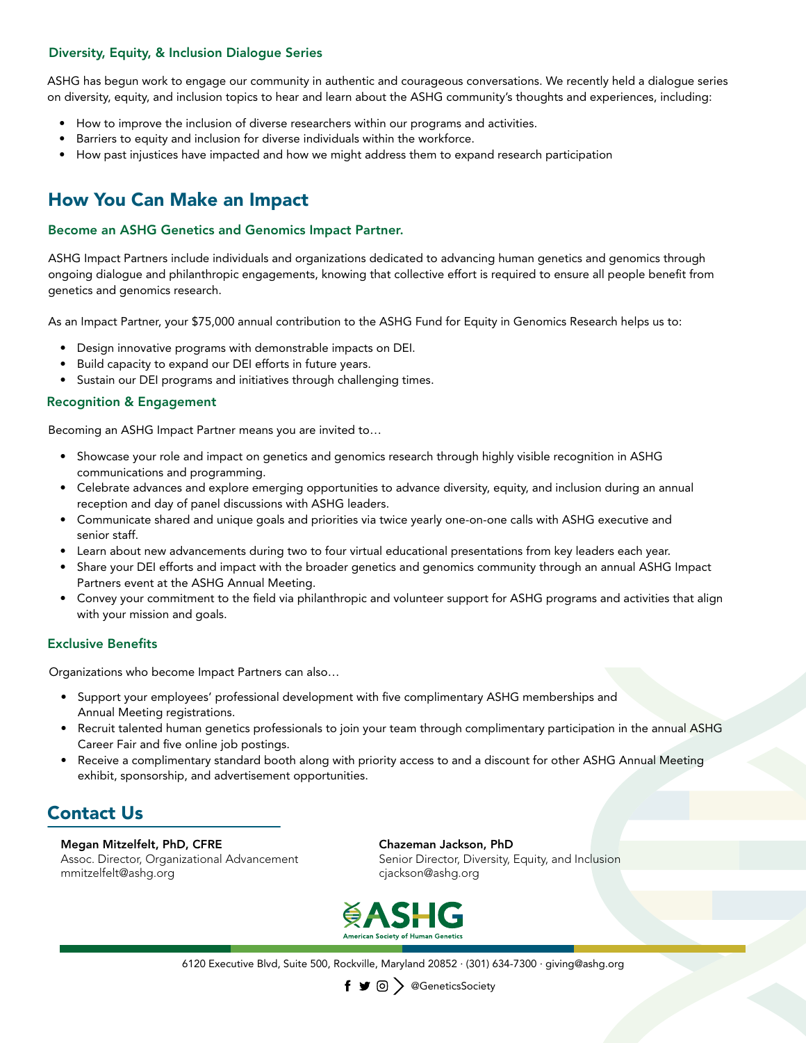### Diversity, Equity, & Inclusion Dialogue Series

ASHG has begun work to engage our community in authentic and courageous conversations. We recently held a dialogue series on diversity, equity, and inclusion topics to hear and learn about the ASHG community's thoughts and experiences, including:

- How to improve the inclusion of diverse researchers within our programs and activities.
- Barriers to equity and inclusion for diverse individuals within the workforce.
- How past injustices have impacted and how we might address them to expand research participation

## How You Can Make an Impact

### Become an ASHG Genetics and Genomics Impact Partner.

ASHG Impact Partners include individuals and organizations dedicated to advancing human genetics and genomics through ongoing dialogue and philanthropic engagements, knowing that collective effort is required to ensure all people benefit from genetics and genomics research.

As an Impact Partner, your $75,000 annual contribution to the ASHG Fund for Equity in Genomics Research helps us to:

- Design innovative programs with demonstrable impacts on DEI.
- Build capacity to expand our DEI efforts in future years.
- Sustain our DEI programs and initiatives through challenging times.

### Recognition & Engagement

Becoming an ASHG Impact Partner means you are invited to…

- Showcase your role and impact on genetics and genomics research through highly visible recognition in ASHG communications and programming.
- Celebrate advances and explore emerging opportunities to advance diversity, equity, and inclusion during an annual reception and day of panel discussions with ASHG leaders.
- Communicate shared and unique goals and priorities via twice yearly one-on-one calls with ASHG executive and senior staff.
- Learn about new advancements during two to four virtual educational presentations from key leaders each year.
- Share your DEI efforts and impact with the broader genetics and genomics community through an annual ASHG Impact Partners event at the ASHG Annual Meeting.
- Convey your commitment to the field via philanthropic and volunteer support for ASHG programs and activities that align with your mission and goals.

### Exclusive Benefits

Organizations who become Impact Partners can also…

- Support your employees' professional development with five complimentary ASHG memberships and Annual Meeting registrations.
- Recruit talented human genetics professionals to join your team through complimentary participation in the annual ASHG Career Fair and five online job postings.
- Receive a complimentary standard booth along with priority access to and a discount for other ASHG Annual Meeting exhibit, sponsorship, and advertisement opportunities.

## Contact Us

**Megan Mitzelfelt, PhD, CFRE**
Assoc. Director, Organizational Advancement
mmitzelfelt@ashg.org

**Chazeman Jackson, PhD**
Senior Director, Diversity, Equity, and Inclusion
cjackson@ashg.org

ASHG
American Society of Human Genetics

6120 Executive Blvd, Suite 500, Rockville, Maryland 20852 · (301) 634-7300 · giving@ashg.org

@GeneticsSociety